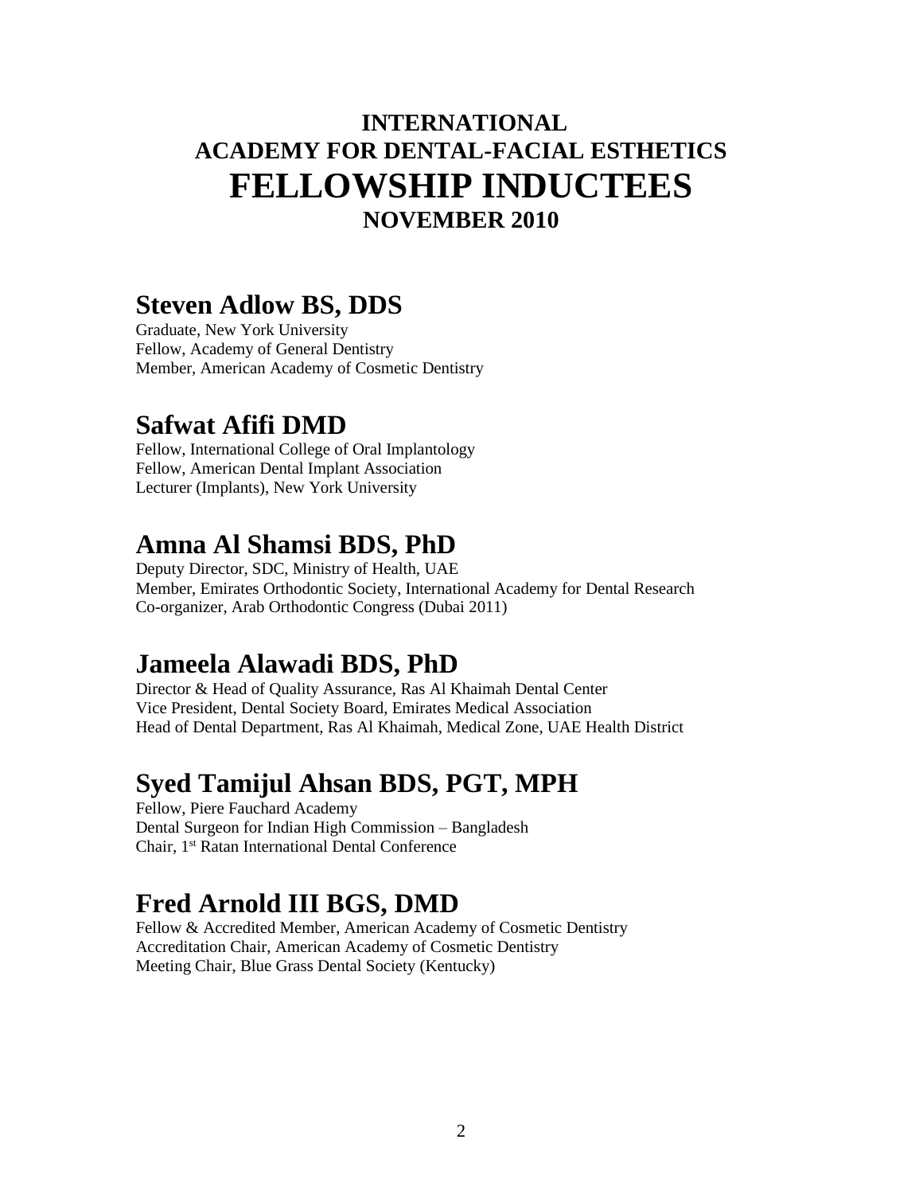# INTERNATIONAL ACADEMY FOR DENTAL-FACIAL ESTHETICS

# FELLOWSHIP INDUCTEES

## NOVEMBER 2010

## Steven Adlow BS, DDS

Graduate, New York University
Fellow, Academy of General Dentistry
Member, American Academy of Cosmetic Dentistry

## Safwat Afifi DMD

Fellow, International College of Oral Implantology
Fellow, American Dental Implant Association
Lecturer (Implants), New York University

## Amna Al Shamsi BDS, PhD

Deputy Director, SDC, Ministry of Health, UAE
Member, Emirates Orthodontic Society, International Academy for Dental Research
Co-organizer, Arab Orthodontic Congress (Dubai 2011)

## Jameela Alawadi BDS, PhD

Director & Head of Quality Assurance, Ras Al Khaimah Dental Center
Vice President, Dental Society Board, Emirates Medical Association
Head of Dental Department, Ras Al Khaimah, Medical Zone, UAE Health District

## Syed Tamijul Ahsan BDS, PGT, MPH

Fellow, Piere Fauchard Academy
Dental Surgeon for Indian High Commission – Bangladesh
Chair, 1st Ratan International Dental Conference

## Fred Arnold III BGS, DMD

Fellow & Accredited Member, American Academy of Cosmetic Dentistry
Accreditation Chair, American Academy of Cosmetic Dentistry
Meeting Chair, Blue Grass Dental Society (Kentucky)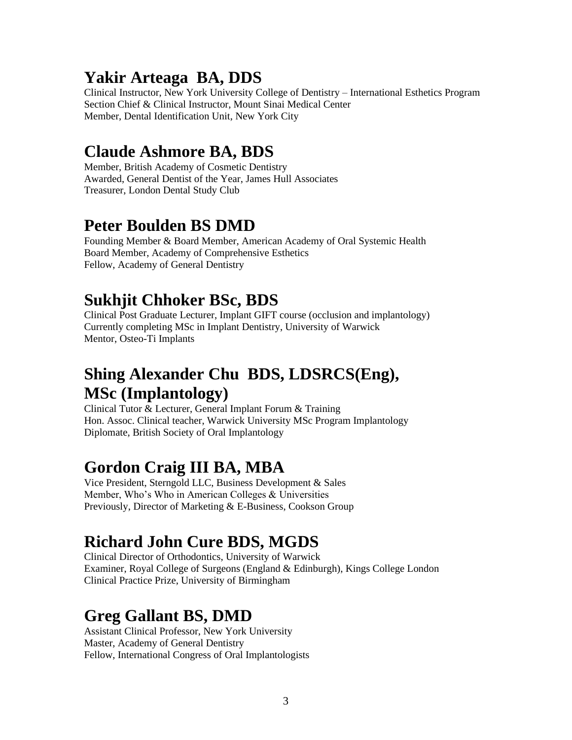## Yakir Arteaga BA, DDS

Clinical Instructor, New York University College of Dentistry – International Esthetics Program
Section Chief & Clinical Instructor, Mount Sinai Medical Center
Member, Dental Identification Unit, New York City

## Claude Ashmore BA, BDS

Member, British Academy of Cosmetic Dentistry
Awarded, General Dentist of the Year, James Hull Associates
Treasurer, London Dental Study Club

## Peter Boulden BS DMD

Founding Member & Board Member, American Academy of Oral Systemic Health
Board Member, Academy of Comprehensive Esthetics
Fellow, Academy of General Dentistry

## Sukhjit Chhoker BSc, BDS

Clinical Post Graduate Lecturer, Implant GIFT course (occlusion and implantology)
Currently completing MSc in Implant Dentistry, University of Warwick
Mentor, Osteo-Ti Implants

## Shing Alexander Chu BDS, LDSRCS(Eng), MSc (Implantology)

Clinical Tutor & Lecturer, General Implant Forum & Training
Hon. Assoc. Clinical teacher, Warwick University MSc Program Implantology
Diplomate, British Society of Oral Implantology

## Gordon Craig III BA, MBA

Vice President, Sterngold LLC, Business Development & Sales
Member, Who's Who in American Colleges & Universities
Previously, Director of Marketing & E-Business, Cookson Group

## Richard John Cure BDS, MGDS

Clinical Director of Orthodontics, University of Warwick
Examiner, Royal College of Surgeons (England & Edinburgh), Kings College London
Clinical Practice Prize, University of Birmingham

## Greg Gallant BS, DMD

Assistant Clinical Professor, New York University
Master, Academy of General Dentistry
Fellow, International Congress of Oral Implantologists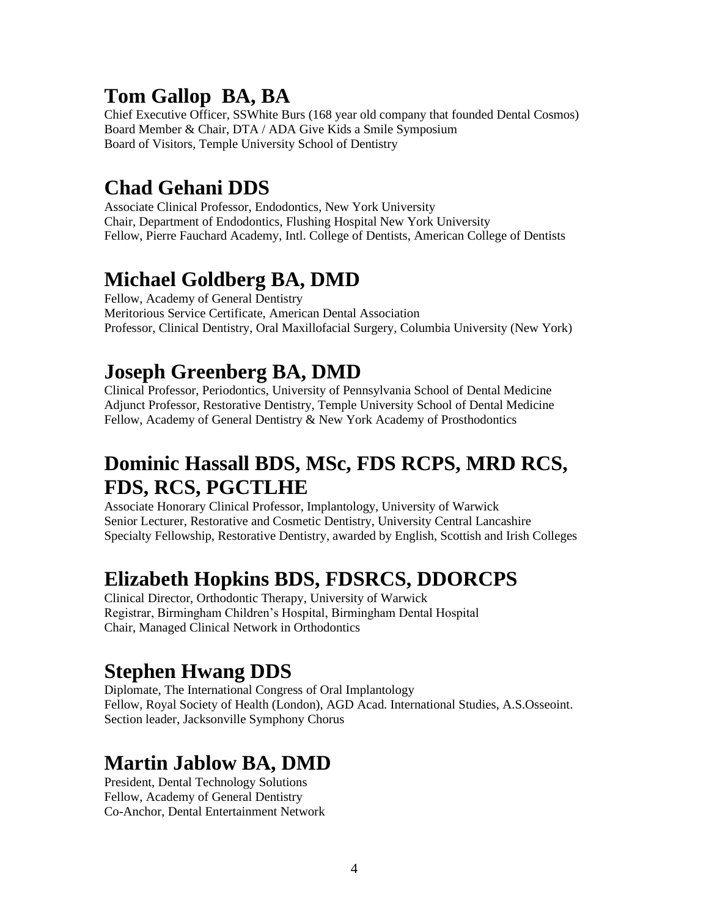## Tom Gallop  BA, BA

Chief Executive Officer, SSWhite Burs (168 year old company that founded Dental Cosmos)
Board Member & Chair, DTA / ADA Give Kids a Smile Symposium
Board of Visitors, Temple University School of Dentistry

## Chad Gehani DDS

Associate Clinical Professor, Endodontics, New York University
Chair, Department of Endodontics, Flushing Hospital New York University
Fellow, Pierre Fauchard Academy, Intl. College of Dentists, American College of Dentists

## Michael Goldberg BA, DMD

Fellow, Academy of General Dentistry
Meritorious Service Certificate, American Dental Association
Professor, Clinical Dentistry, Oral Maxillofacial Surgery, Columbia University (New York)

## Joseph Greenberg BA, DMD

Clinical Professor, Periodontics, University of Pennsylvania School of Dental Medicine
Adjunct Professor, Restorative Dentistry, Temple University School of Dental Medicine
Fellow, Academy of General Dentistry & New York Academy of Prosthodontics

## Dominic Hassall BDS, MSc, FDS RCPS, MRD RCS, FDS, RCS, PGCTLHE

Associate Honorary Clinical Professor, Implantology, University of Warwick
Senior Lecturer, Restorative and Cosmetic Dentistry, University Central Lancashire
Specialty Fellowship, Restorative Dentistry, awarded by English, Scottish and Irish Colleges

## Elizabeth Hopkins BDS, FDSRCS, DDORCPS

Clinical Director, Orthodontic Therapy, University of Warwick
Registrar, Birmingham Children's Hospital, Birmingham Dental Hospital
Chair, Managed Clinical Network in Orthodontics

## Stephen Hwang DDS

Diplomate, The International Congress of Oral Implantology
Fellow, Royal Society of Health (London), AGD Acad. International Studies, A.S.Osseoint.
Section leader, Jacksonville Symphony Chorus

## Martin Jablow BA, DMD

President, Dental Technology Solutions
Fellow, Academy of General Dentistry
Co-Anchor, Dental Entertainment Network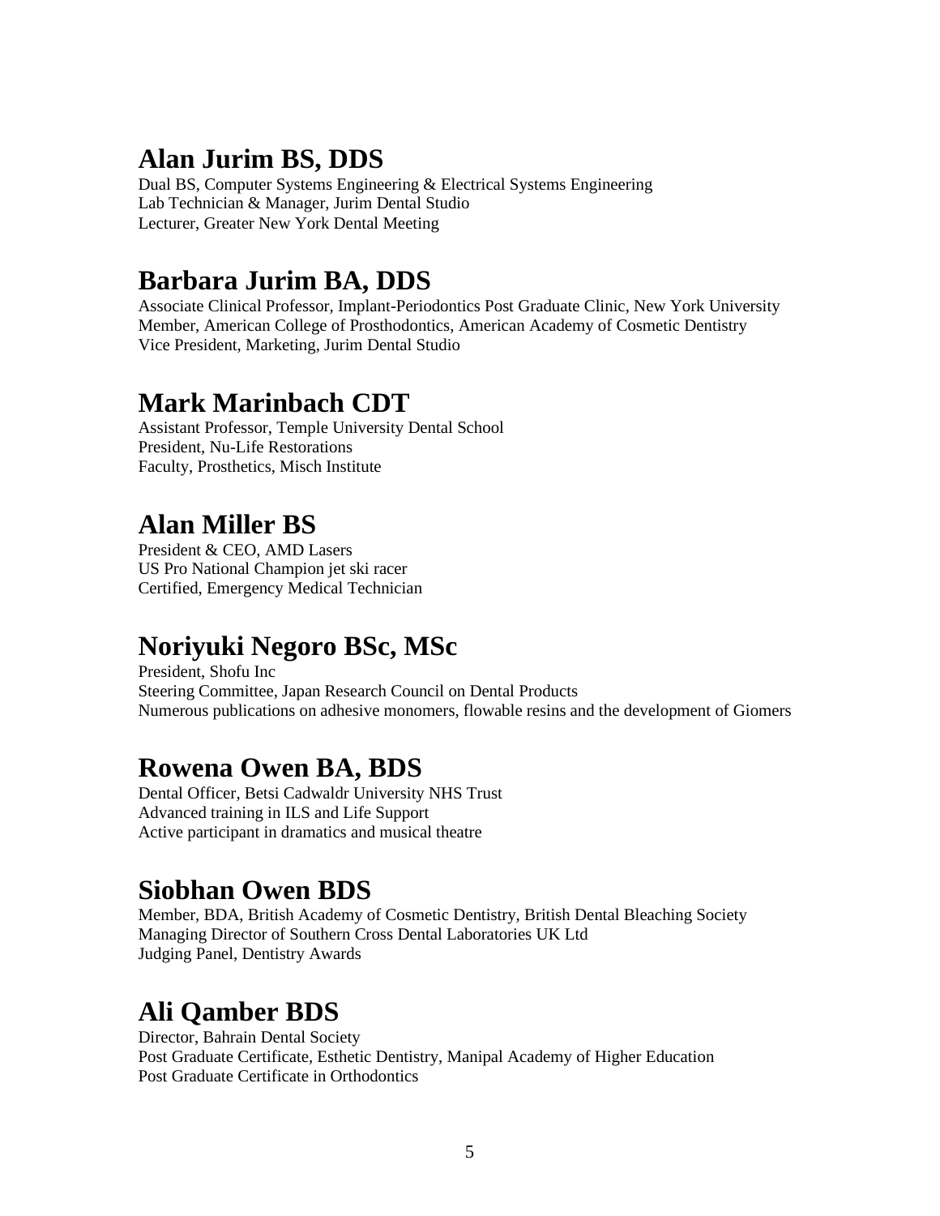## Alan Jurim BS, DDS

Dual BS, Computer Systems Engineering & Electrical Systems Engineering
Lab Technician & Manager, Jurim Dental Studio
Lecturer, Greater New York Dental Meeting

## Barbara Jurim BA, DDS

Associate Clinical Professor, Implant-Periodontics Post Graduate Clinic, New York University
Member, American College of Prosthodontics, American Academy of Cosmetic Dentistry
Vice President, Marketing, Jurim Dental Studio

## Mark Marinbach CDT

Assistant Professor, Temple University Dental School
President, Nu-Life Restorations
Faculty, Prosthetics, Misch Institute

## Alan Miller BS

President & CEO, AMD Lasers
US Pro National Champion jet ski racer
Certified, Emergency Medical Technician

## Noriyuki Negoro BSc, MSc

President, Shofu Inc
Steering Committee, Japan Research Council on Dental Products
Numerous publications on adhesive monomers, flowable resins and the development of Giomers

## Rowena Owen BA, BDS

Dental Officer, Betsi Cadwaldr University NHS Trust
Advanced training in ILS and Life Support
Active participant in dramatics and musical theatre

## Siobhan Owen BDS

Member, BDA, British Academy of Cosmetic Dentistry, British Dental Bleaching Society
Managing Director of Southern Cross Dental Laboratories UK Ltd
Judging Panel, Dentistry Awards

## Ali Qamber BDS

Director, Bahrain Dental Society
Post Graduate Certificate, Esthetic Dentistry, Manipal Academy of Higher Education
Post Graduate Certificate in Orthodontics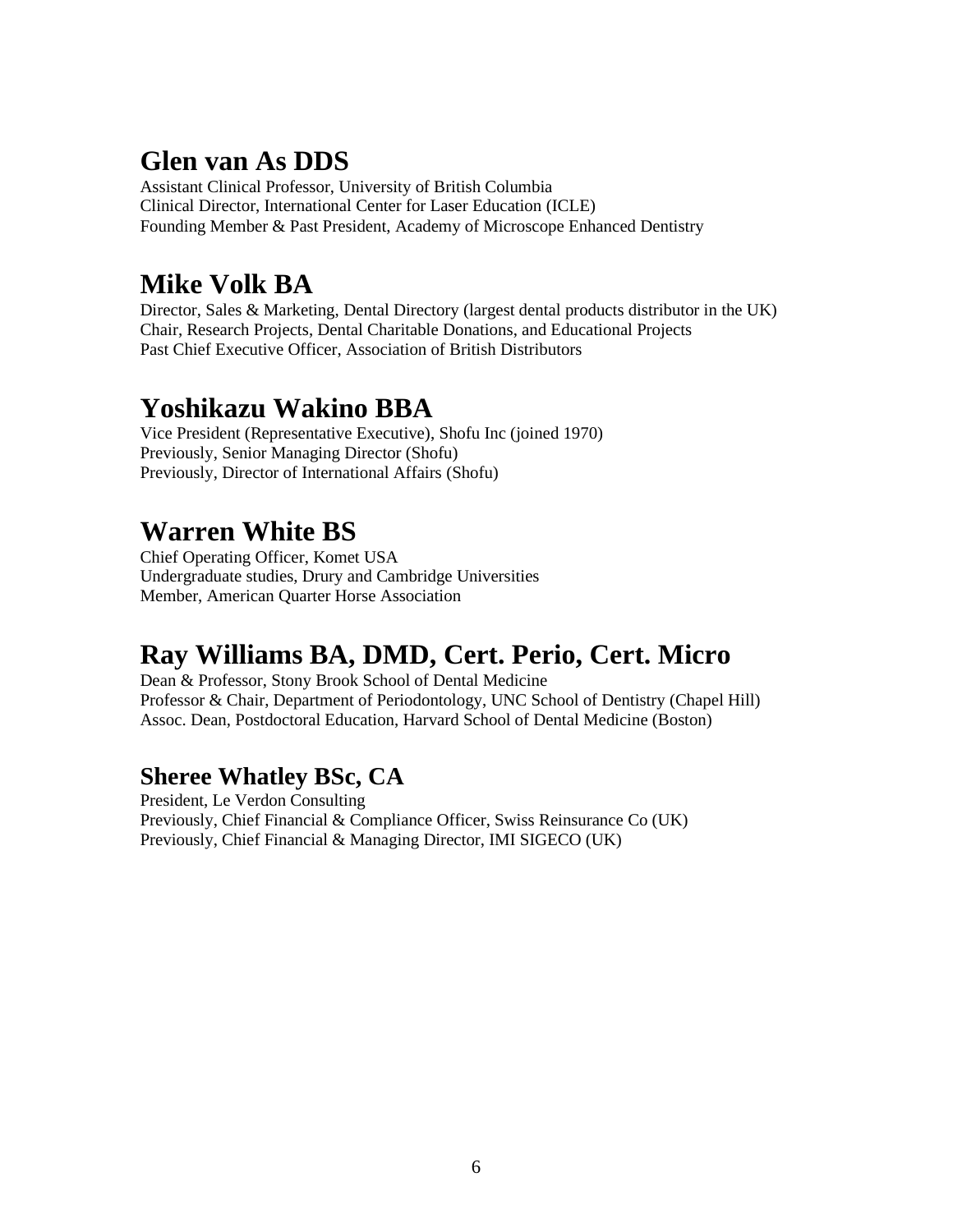## Glen van As DDS

Assistant Clinical Professor, University of British Columbia
Clinical Director, International Center for Laser Education (ICLE)
Founding Member & Past President, Academy of Microscope Enhanced Dentistry

## Mike Volk BA

Director, Sales & Marketing, Dental Directory (largest dental products distributor in the UK)
Chair, Research Projects, Dental Charitable Donations, and Educational Projects
Past Chief Executive Officer, Association of British Distributors

## Yoshikazu Wakino BBA

Vice President (Representative Executive), Shofu Inc (joined 1970)
Previously, Senior Managing Director (Shofu)
Previously, Director of International Affairs (Shofu)

## Warren White BS

Chief Operating Officer, Komet USA
Undergraduate studies, Drury and Cambridge Universities
Member, American Quarter Horse Association

## Ray Williams BA, DMD, Cert. Perio, Cert. Micro

Dean & Professor, Stony Brook School of Dental Medicine
Professor & Chair, Department of Periodontology, UNC School of Dentistry (Chapel Hill)
Assoc. Dean, Postdoctoral Education, Harvard School of Dental Medicine (Boston)

### Sheree Whatley BSc, CA

President, Le Verdon Consulting
Previously, Chief Financial & Compliance Officer, Swiss Reinsurance Co (UK)
Previously, Chief Financial & Managing Director, IMI SIGECO (UK)